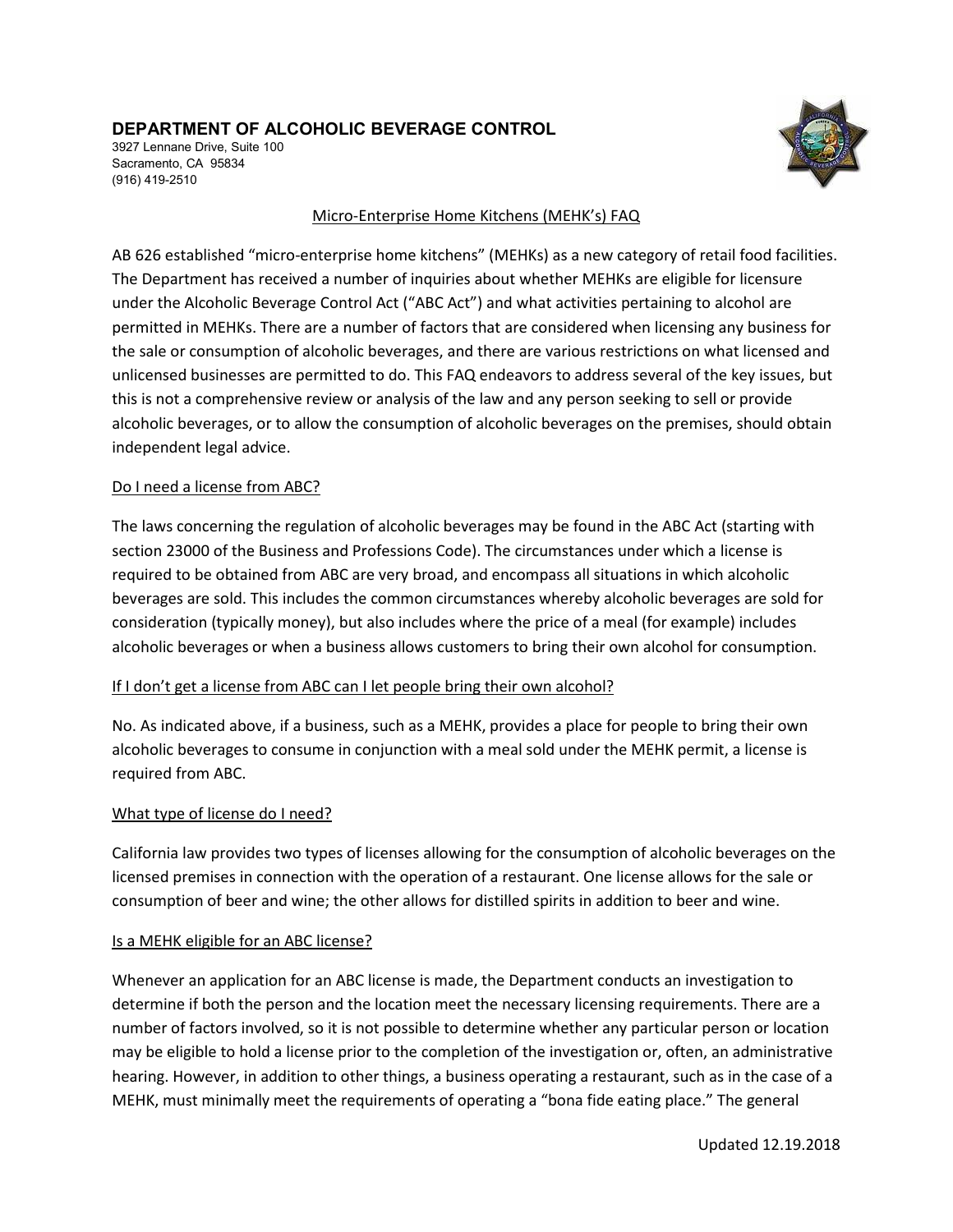# DEPARTMENT OF ALCOHOLIC BEVERAGE CONTROL

3927 Lennane Drive, Suite 100
Sacramento, CA 95834
(916) 419-2510

## Micro-Enterprise Home Kitchens (MEHK's) FAQ

AB 626 established "micro-enterprise home kitchens" (MEHKs) as a new category of retail food facilities. The Department has received a number of inquiries about whether MEHKs are eligible for licensure under the Alcoholic Beverage Control Act ("ABC Act") and what activities pertaining to alcohol are permitted in MEHKs. There are a number of factors that are considered when licensing any business for the sale or consumption of alcoholic beverages, and there are various restrictions on what licensed and unlicensed businesses are permitted to do. This FAQ endeavors to address several of the key issues, but this is not a comprehensive review or analysis of the law and any person seeking to sell or provide alcoholic beverages, or to allow the consumption of alcoholic beverages on the premises, should obtain independent legal advice.

### Do I need a license from ABC?

The laws concerning the regulation of alcoholic beverages may be found in the ABC Act (starting with section 23000 of the Business and Professions Code). The circumstances under which a license is required to be obtained from ABC are very broad, and encompass all situations in which alcoholic beverages are sold. This includes the common circumstances whereby alcoholic beverages are sold for consideration (typically money), but also includes where the price of a meal (for example) includes alcoholic beverages or when a business allows customers to bring their own alcohol for consumption.

### If I don't get a license from ABC can I let people bring their own alcohol?

No. As indicated above, if a business, such as a MEHK, provides a place for people to bring their own alcoholic beverages to consume in conjunction with a meal sold under the MEHK permit, a license is required from ABC.

### What type of license do I need?

California law provides two types of licenses allowing for the consumption of alcoholic beverages on the licensed premises in connection with the operation of a restaurant. One license allows for the sale or consumption of beer and wine; the other allows for distilled spirits in addition to beer and wine.

### Is a MEHK eligible for an ABC license?

Whenever an application for an ABC license is made, the Department conducts an investigation to determine if both the person and the location meet the necessary licensing requirements. There are a number of factors involved, so it is not possible to determine whether any particular person or location may be eligible to hold a license prior to the completion of the investigation or, often, an administrative hearing. However, in addition to other things, a business operating a restaurant, such as in the case of a MEHK, must minimally meet the requirements of operating a "bona fide eating place." The general

Updated 12.19.2018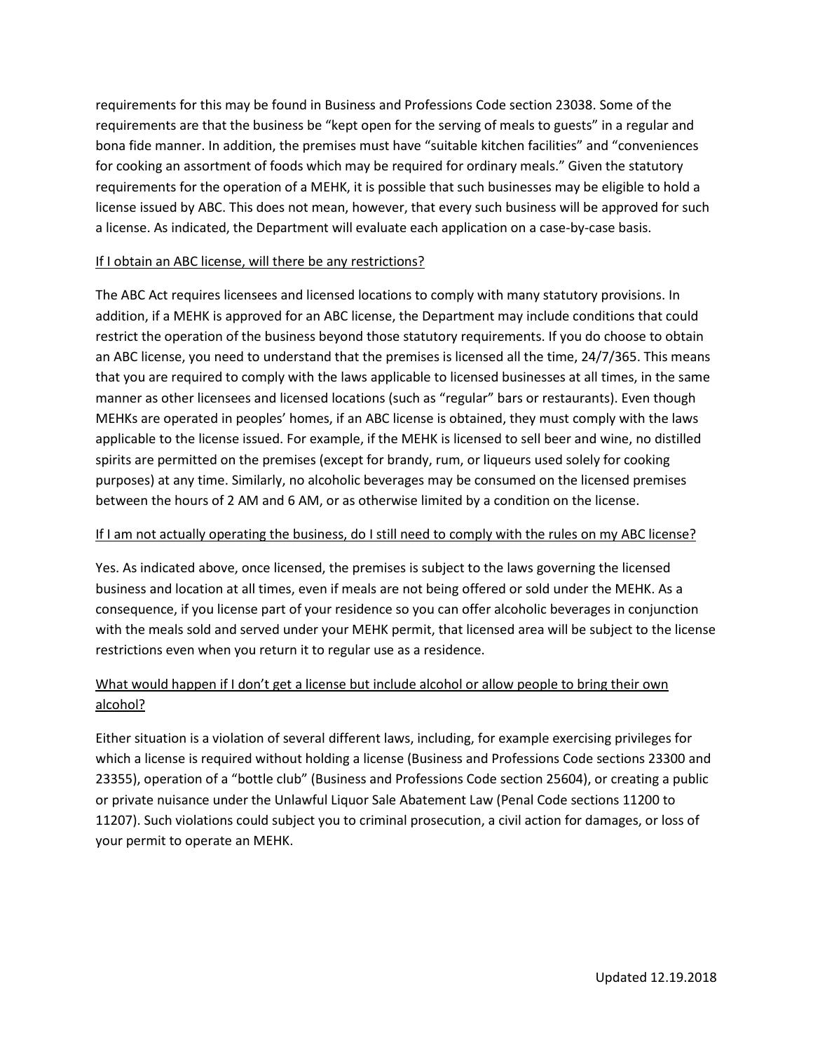requirements for this may be found in Business and Professions Code section 23038. Some of the requirements are that the business be "kept open for the serving of meals to guests" in a regular and bona fide manner. In addition, the premises must have "suitable kitchen facilities" and "conveniences for cooking an assortment of foods which may be required for ordinary meals." Given the statutory requirements for the operation of a MEHK, it is possible that such businesses may be eligible to hold a license issued by ABC. This does not mean, however, that every such business will be approved for such a license. As indicated, the Department will evaluate each application on a case-by-case basis.

## If I obtain an ABC license, will there be any restrictions?

The ABC Act requires licensees and licensed locations to comply with many statutory provisions. In addition, if a MEHK is approved for an ABC license, the Department may include conditions that could restrict the operation of the business beyond those statutory requirements. If you do choose to obtain an ABC license, you need to understand that the premises is licensed all the time, 24/7/365. This means that you are required to comply with the laws applicable to licensed businesses at all times, in the same manner as other licensees and licensed locations (such as "regular" bars or restaurants). Even though MEHKs are operated in peoples' homes, if an ABC license is obtained, they must comply with the laws applicable to the license issued. For example, if the MEHK is licensed to sell beer and wine, no distilled spirits are permitted on the premises (except for brandy, rum, or liqueurs used solely for cooking purposes) at any time. Similarly, no alcoholic beverages may be consumed on the licensed premises between the hours of 2 AM and 6 AM, or as otherwise limited by a condition on the license.

## If I am not actually operating the business, do I still need to comply with the rules on my ABC license?

Yes. As indicated above, once licensed, the premises is subject to the laws governing the licensed business and location at all times, even if meals are not being offered or sold under the MEHK. As a consequence, if you license part of your residence so you can offer alcoholic beverages in conjunction with the meals sold and served under your MEHK permit, that licensed area will be subject to the license restrictions even when you return it to regular use as a residence.

## What would happen if I don't get a license but include alcohol or allow people to bring their own alcohol?

Either situation is a violation of several different laws, including, for example exercising privileges for which a license is required without holding a license (Business and Professions Code sections 23300 and 23355), operation of a "bottle club" (Business and Professions Code section 25604), or creating a public or private nuisance under the Unlawful Liquor Sale Abatement Law (Penal Code sections 11200 to 11207). Such violations could subject you to criminal prosecution, a civil action for damages, or loss of your permit to operate an MEHK.

Updated 12.19.2018